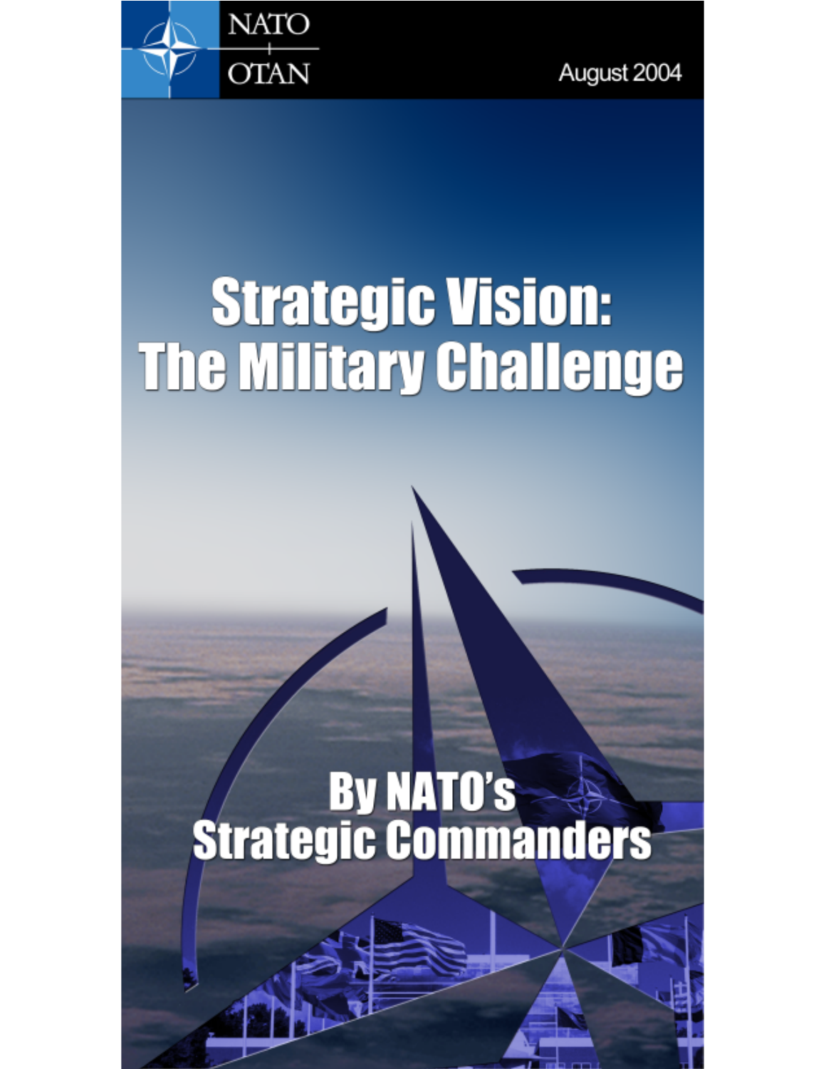NATO

OTAN

August 2004

# Strategic Vision: The Military Challenge

## By NATO's Strategic Commanders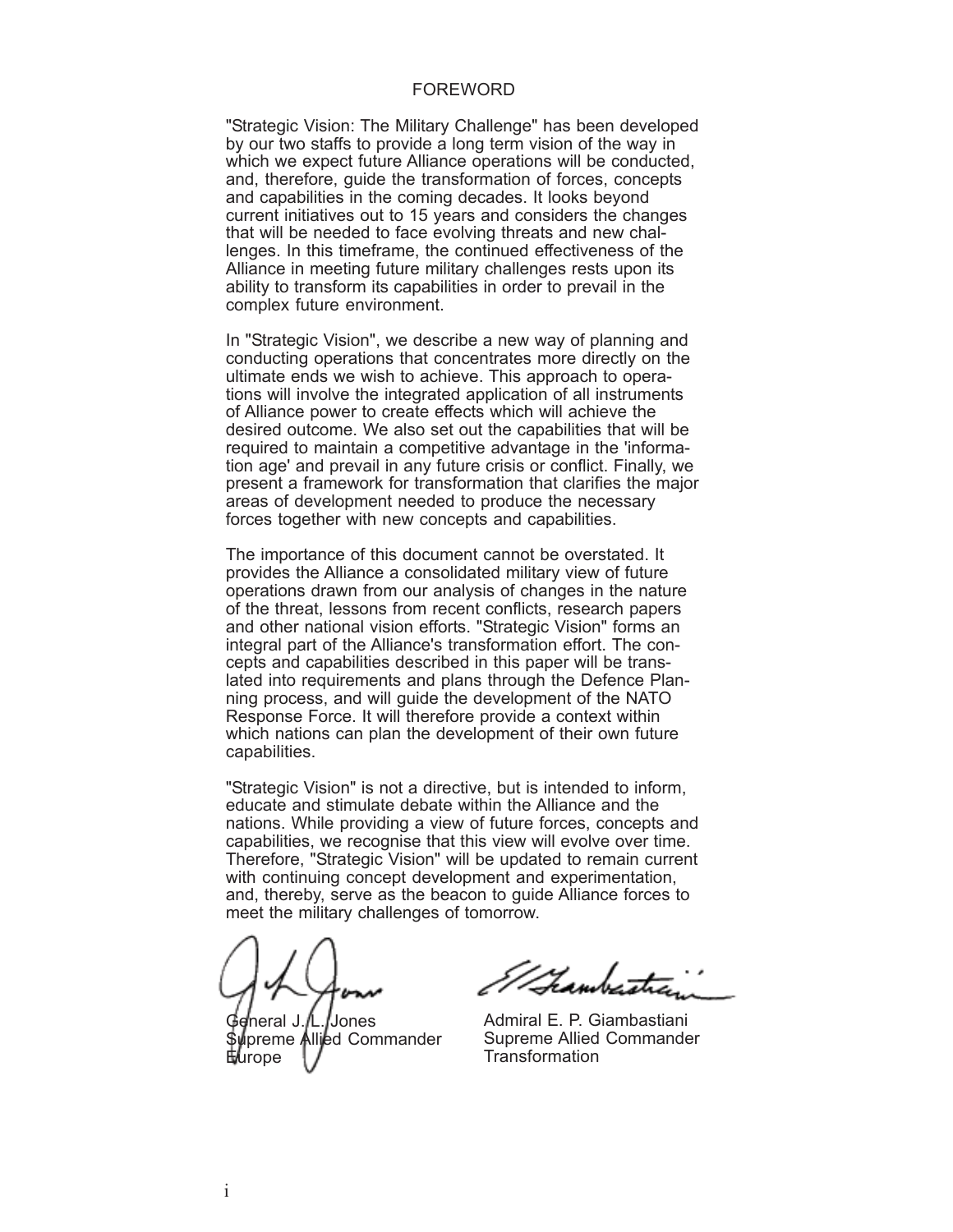# FOREWORD

"Strategic Vision: The Military Challenge" has been developed by our two staffs to provide a long term vision of the way in which we expect future Alliance operations will be conducted, and, therefore, guide the transformation of forces, concepts and capabilities in the coming decades. It looks beyond current initiatives out to 15 years and considers the changes that will be needed to face evolving threats and new challenges. In this timeframe, the continued effectiveness of the Alliance in meeting future military challenges rests upon its ability to transform its capabilities in order to prevail in the complex future environment.

In "Strategic Vision", we describe a new way of planning and conducting operations that concentrates more directly on the ultimate ends we wish to achieve. This approach to operations will involve the integrated application of all instruments of Alliance power to create effects which will achieve the desired outcome. We also set out the capabilities that will be required to maintain a competitive advantage in the 'information age' and prevail in any future crisis or conflict. Finally, we present a framework for transformation that clarifies the major areas of development needed to produce the necessary forces together with new concepts and capabilities.

The importance of this document cannot be overstated. It provides the Alliance a consolidated military view of future operations drawn from our analysis of changes in the nature of the threat, lessons from recent conflicts, research papers and other national vision efforts. "Strategic Vision" forms an integral part of the Alliance's transformation effort. The concepts and capabilities described in this paper will be translated into requirements and plans through the Defence Planning process, and will guide the development of the NATO Response Force. It will therefore provide a context within which nations can plan the development of their own future capabilities.

"Strategic Vision" is not a directive, but is intended to inform, educate and stimulate debate within the Alliance and the nations. While providing a view of future forces, concepts and capabilities, we recognise that this view will evolve over time. Therefore, "Strategic Vision" will be updated to remain current with continuing concept development and experimentation, and, thereby, serve as the beacon to guide Alliance forces to meet the military challenges of tomorrow.

General J. L. Jones
Supreme Allied Commander Europe

Admiral E. P. Giambastiani
Supreme Allied Commander Transformation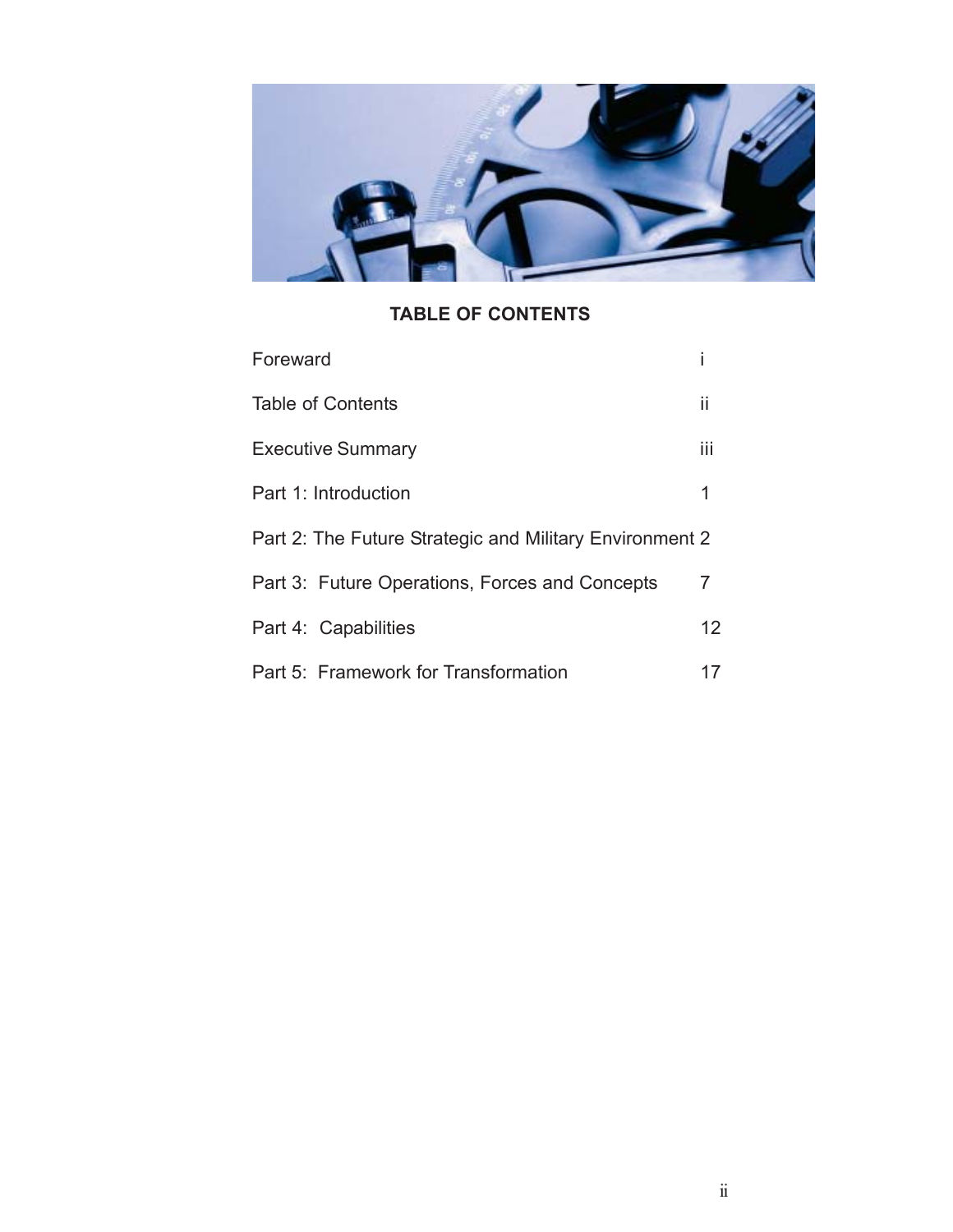## TABLE OF CONTENTS

| | |
|---|---|
| Foreward | i |
| Table of Contents | ii |
| Executive Summary | iii |
| Part 1: Introduction | 1 |
| Part 2: The Future Strategic and Military Environment | 2 |
| Part 3: Future Operations, Forces and Concepts | 7 |
| Part 4: Capabilities | 12 |
| Part 5: Framework for Transformation | 17 |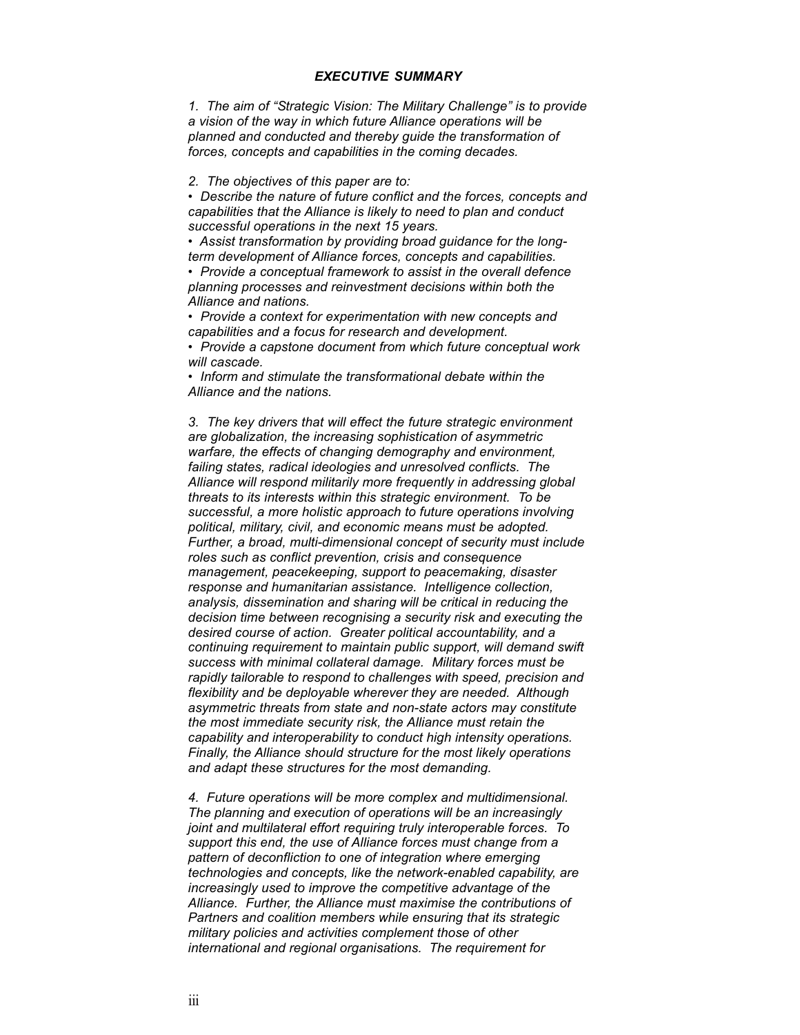## *EXECUTIVE SUMMARY*

*1. The aim of "Strategic Vision: The Military Challenge" is to provide a vision of the way in which future Alliance operations will be planned and conducted and thereby guide the transformation of forces, concepts and capabilities in the coming decades.*

*2. The objectives of this paper are to:*

- *Describe the nature of future conflict and the forces, concepts and capabilities that the Alliance is likely to need to plan and conduct successful operations in the next 15 years.*
- *Assist transformation by providing broad guidance for the long-term development of Alliance forces, concepts and capabilities.*
- *Provide a conceptual framework to assist in the overall defence planning processes and reinvestment decisions within both the Alliance and nations.*
- *Provide a context for experimentation with new concepts and capabilities and a focus for research and development.*
- *Provide a capstone document from which future conceptual work will cascade.*
- *Inform and stimulate the transformational debate within the Alliance and the nations.*

*3. The key drivers that will effect the future strategic environment are globalization, the increasing sophistication of asymmetric warfare, the effects of changing demography and environment, failing states, radical ideologies and unresolved conflicts. The Alliance will respond militarily more frequently in addressing global threats to its interests within this strategic environment. To be successful, a more holistic approach to future operations involving political, military, civil, and economic means must be adopted. Further, a broad, multi-dimensional concept of security must include roles such as conflict prevention, crisis and consequence management, peacekeeping, support to peacemaking, disaster response and humanitarian assistance. Intelligence collection, analysis, dissemination and sharing will be critical in reducing the decision time between recognising a security risk and executing the desired course of action. Greater political accountability, and a continuing requirement to maintain public support, will demand swift success with minimal collateral damage. Military forces must be rapidly tailorable to respond to challenges with speed, precision and flexibility and be deployable wherever they are needed. Although asymmetric threats from state and non-state actors may constitute the most immediate security risk, the Alliance must retain the capability and interoperability to conduct high intensity operations. Finally, the Alliance should structure for the most likely operations and adapt these structures for the most demanding.*

*4. Future operations will be more complex and multidimensional. The planning and execution of operations will be an increasingly joint and multilateral effort requiring truly interoperable forces. To support this end, the use of Alliance forces must change from a pattern of deconfliction to one of integration where emerging technologies and concepts, like the network-enabled capability, are increasingly used to improve the competitive advantage of the Alliance. Further, the Alliance must maximise the contributions of Partners and coalition members while ensuring that its strategic military policies and activities complement those of other international and regional organisations. The requirement for*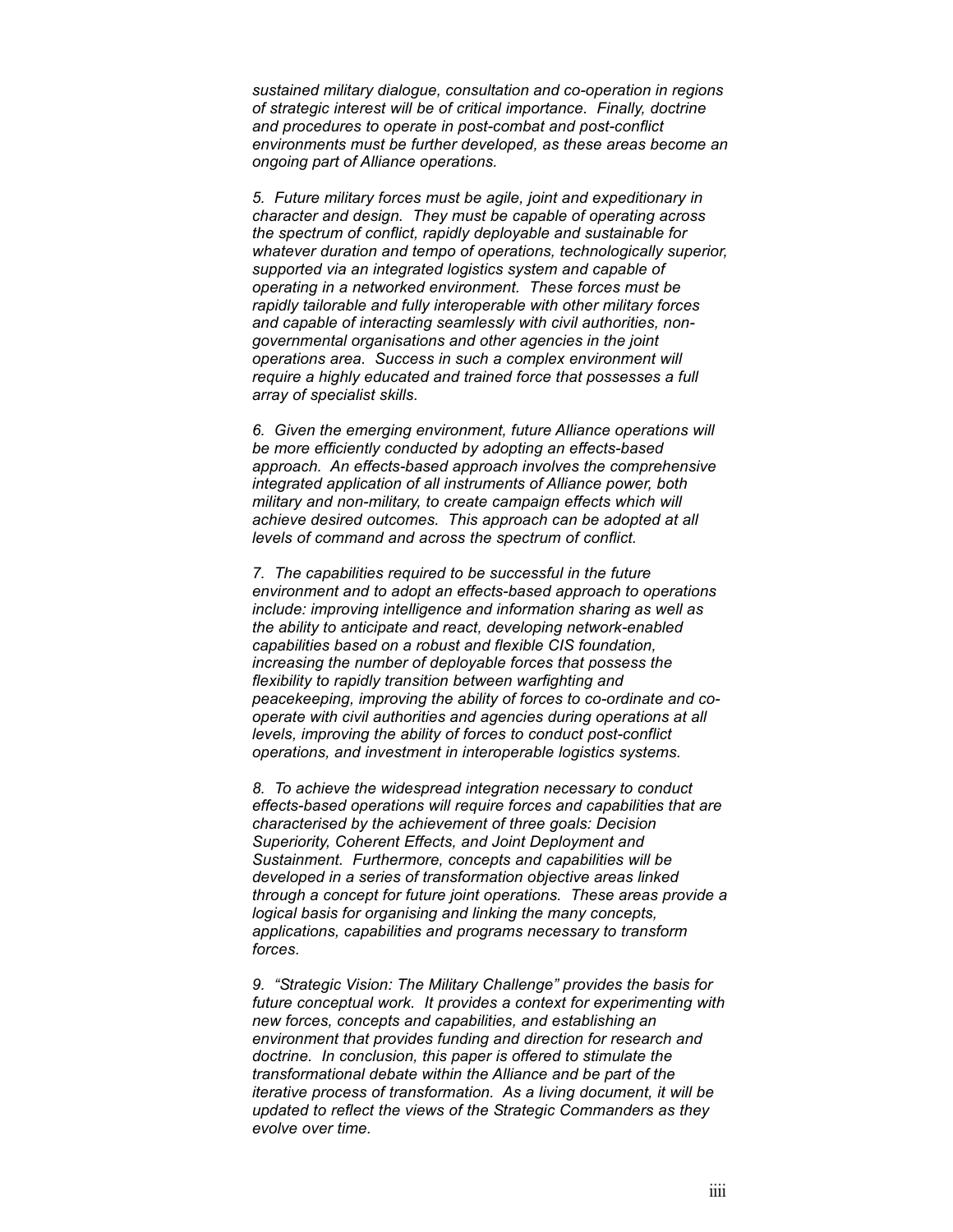*sustained military dialogue, consultation and co-operation in regions of strategic interest will be of critical importance. Finally, doctrine and procedures to operate in post-combat and post-conflict environments must be further developed, as these areas become an ongoing part of Alliance operations.*

*5. Future military forces must be agile, joint and expeditionary in character and design. They must be capable of operating across the spectrum of conflict, rapidly deployable and sustainable for whatever duration and tempo of operations, technologically superior, supported via an integrated logistics system and capable of operating in a networked environment. These forces must be rapidly tailorable and fully interoperable with other military forces and capable of interacting seamlessly with civil authorities, non-governmental organisations and other agencies in the joint operations area. Success in such a complex environment will require a highly educated and trained force that possesses a full array of specialist skills.*

*6. Given the emerging environment, future Alliance operations will be more efficiently conducted by adopting an effects-based approach. An effects-based approach involves the comprehensive integrated application of all instruments of Alliance power, both military and non-military, to create campaign effects which will achieve desired outcomes. This approach can be adopted at all levels of command and across the spectrum of conflict.*

*7. The capabilities required to be successful in the future environment and to adopt an effects-based approach to operations include: improving intelligence and information sharing as well as the ability to anticipate and react, developing network-enabled capabilities based on a robust and flexible CIS foundation, increasing the number of deployable forces that possess the flexibility to rapidly transition between warfighting and peacekeeping, improving the ability of forces to co-ordinate and co-operate with civil authorities and agencies during operations at all levels, improving the ability of forces to conduct post-conflict operations, and investment in interoperable logistics systems.*

*8. To achieve the widespread integration necessary to conduct effects-based operations will require forces and capabilities that are characterised by the achievement of three goals: Decision Superiority, Coherent Effects, and Joint Deployment and Sustainment. Furthermore, concepts and capabilities will be developed in a series of transformation objective areas linked through a concept for future joint operations. These areas provide a logical basis for organising and linking the many concepts, applications, capabilities and programs necessary to transform forces.*

*9. "Strategic Vision: The Military Challenge" provides the basis for future conceptual work. It provides a context for experimenting with new forces, concepts and capabilities, and establishing an environment that provides funding and direction for research and doctrine. In conclusion, this paper is offered to stimulate the transformational debate within the Alliance and be part of the iterative process of transformation. As a living document, it will be updated to reflect the views of the Strategic Commanders as they evolve over time.*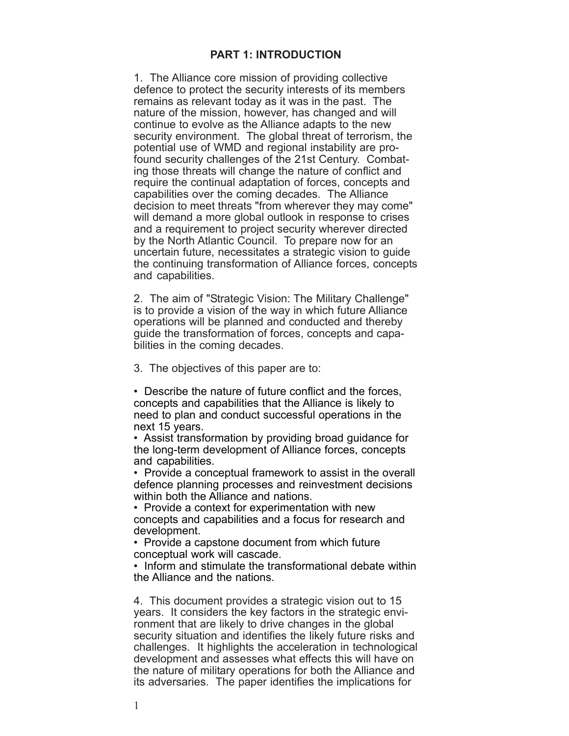## PART 1: INTRODUCTION

1. The Alliance core mission of providing collective defence to protect the security interests of its members remains as relevant today as it was in the past. The nature of the mission, however, has changed and will continue to evolve as the Alliance adapts to the new security environment. The global threat of terrorism, the potential use of WMD and regional instability are profound security challenges of the 21st Century. Combating those threats will change the nature of conflict and require the continual adaptation of forces, concepts and capabilities over the coming decades. The Alliance decision to meet threats "from wherever they may come" will demand a more global outlook in response to crises and a requirement to project security wherever directed by the North Atlantic Council. To prepare now for an uncertain future, necessitates a strategic vision to guide the continuing transformation of Alliance forces, concepts and capabilities.

2. The aim of "Strategic Vision: The Military Challenge" is to provide a vision of the way in which future Alliance operations will be planned and conducted and thereby guide the transformation of forces, concepts and capabilities in the coming decades.

3. The objectives of this paper are to:

- Describe the nature of future conflict and the forces, concepts and capabilities that the Alliance is likely to need to plan and conduct successful operations in the next 15 years.
- Assist transformation by providing broad guidance for the long-term development of Alliance forces, concepts and capabilities.
- Provide a conceptual framework to assist in the overall defence planning processes and reinvestment decisions within both the Alliance and nations.
- Provide a context for experimentation with new concepts and capabilities and a focus for research and development.
- Provide a capstone document from which future conceptual work will cascade.
- Inform and stimulate the transformational debate within the Alliance and the nations.

4. This document provides a strategic vision out to 15 years. It considers the key factors in the strategic environment that are likely to drive changes in the global security situation and identifies the likely future risks and challenges. It highlights the acceleration in technological development and assesses what effects this will have on the nature of military operations for both the Alliance and its adversaries. The paper identifies the implications for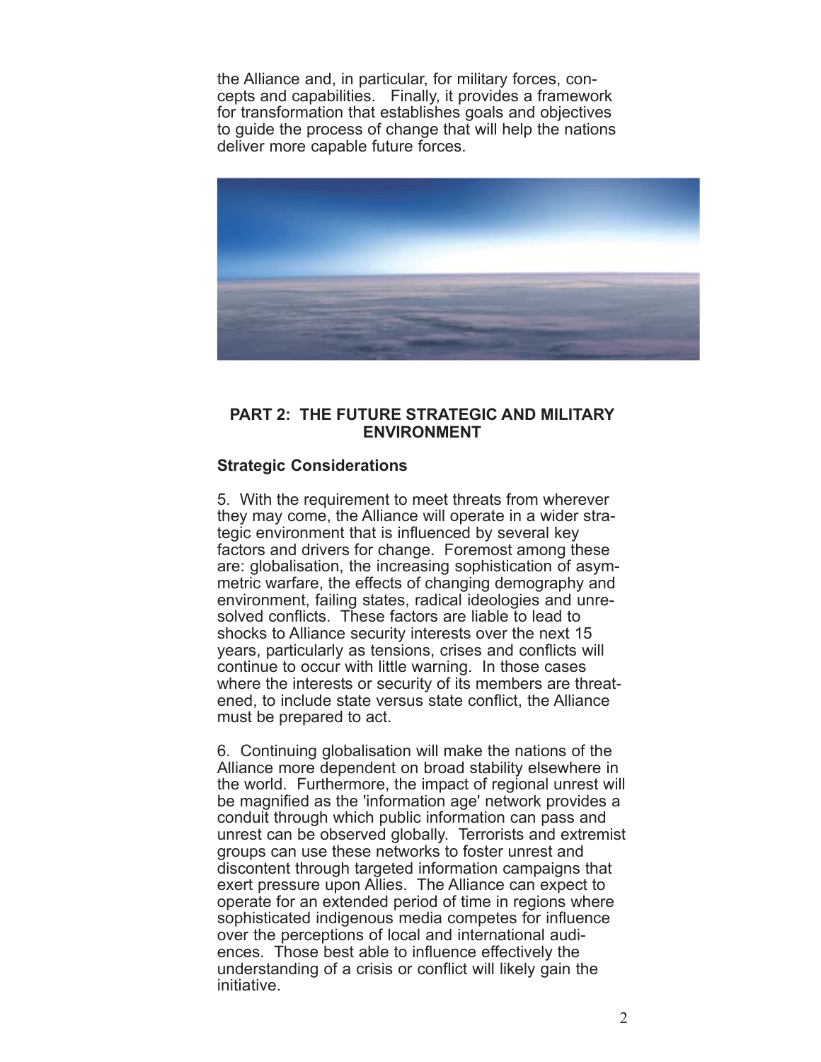the Alliance and, in particular, for military forces, concepts and capabilities. Finally, it provides a framework for transformation that establishes goals and objectives to guide the process of change that will help the nations deliver more capable future forces.

## PART 2: THE FUTURE STRATEGIC AND MILITARY ENVIRONMENT

### Strategic Considerations

5. With the requirement to meet threats from wherever they may come, the Alliance will operate in a wider strategic environment that is influenced by several key factors and drivers for change. Foremost among these are: globalisation, the increasing sophistication of asymmetric warfare, the effects of changing demography and environment, failing states, radical ideologies and unresolved conflicts. These factors are liable to lead to shocks to Alliance security interests over the next 15 years, particularly as tensions, crises and conflicts will continue to occur with little warning. In those cases where the interests or security of its members are threatened, to include state versus state conflict, the Alliance must be prepared to act.

6. Continuing globalisation will make the nations of the Alliance more dependent on broad stability elsewhere in the world. Furthermore, the impact of regional unrest will be magnified as the 'information age' network provides a conduit through which public information can pass and unrest can be observed globally. Terrorists and extremist groups can use these networks to foster unrest and discontent through targeted information campaigns that exert pressure upon Allies. The Alliance can expect to operate for an extended period of time in regions where sophisticated indigenous media competes for influence over the perceptions of local and international audiences. Those best able to influence effectively the understanding of a crisis or conflict will likely gain the initiative.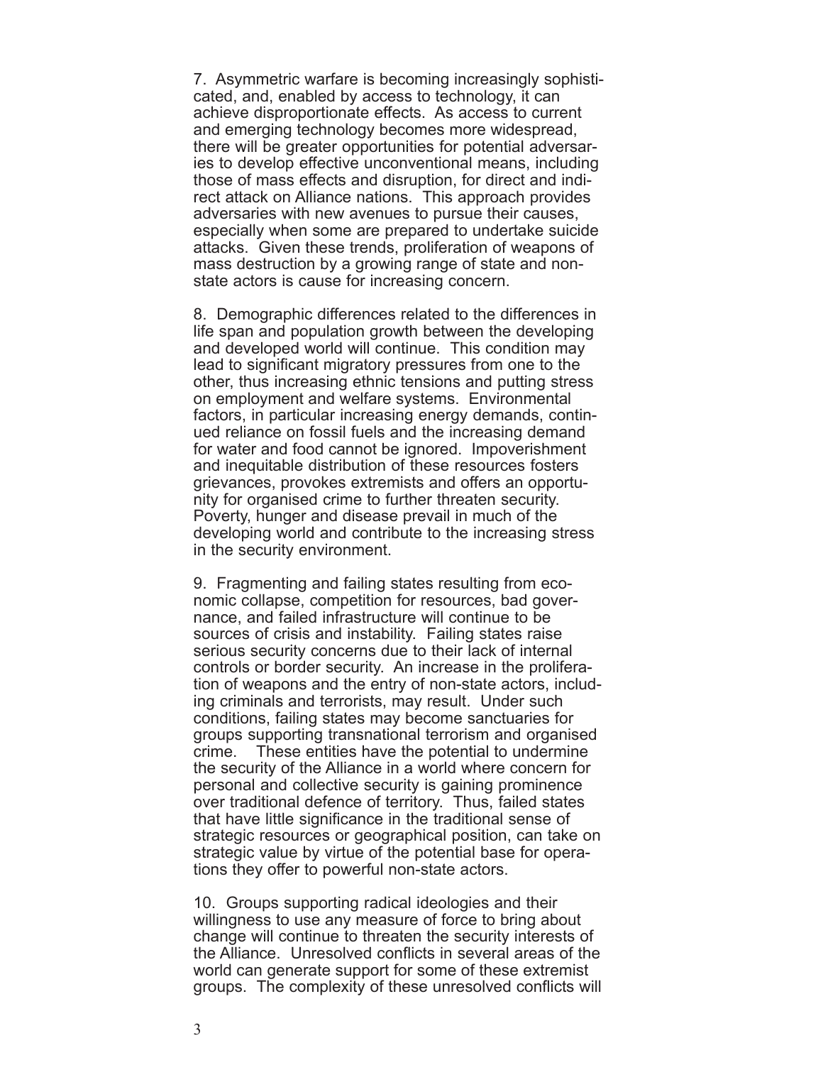7. Asymmetric warfare is becoming increasingly sophisticated, and, enabled by access to technology, it can achieve disproportionate effects. As access to current and emerging technology becomes more widespread, there will be greater opportunities for potential adversaries to develop effective unconventional means, including those of mass effects and disruption, for direct and indirect attack on Alliance nations. This approach provides adversaries with new avenues to pursue their causes, especially when some are prepared to undertake suicide attacks. Given these trends, proliferation of weapons of mass destruction by a growing range of state and non-state actors is cause for increasing concern.

8. Demographic differences related to the differences in life span and population growth between the developing and developed world will continue. This condition may lead to significant migratory pressures from one to the other, thus increasing ethnic tensions and putting stress on employment and welfare systems. Environmental factors, in particular increasing energy demands, continued reliance on fossil fuels and the increasing demand for water and food cannot be ignored. Impoverishment and inequitable distribution of these resources fosters grievances, provokes extremists and offers an opportunity for organised crime to further threaten security. Poverty, hunger and disease prevail in much of the developing world and contribute to the increasing stress in the security environment.

9. Fragmenting and failing states resulting from economic collapse, competition for resources, bad governance, and failed infrastructure will continue to be sources of crisis and instability. Failing states raise serious security concerns due to their lack of internal controls or border security. An increase in the proliferation of weapons and the entry of non-state actors, including criminals and terrorists, may result. Under such conditions, failing states may become sanctuaries for groups supporting transnational terrorism and organised crime. These entities have the potential to undermine the security of the Alliance in a world where concern for personal and collective security is gaining prominence over traditional defence of territory. Thus, failed states that have little significance in the traditional sense of strategic resources or geographical position, can take on strategic value by virtue of the potential base for operations they offer to powerful non-state actors.

10. Groups supporting radical ideologies and their willingness to use any measure of force to bring about change will continue to threaten the security interests of the Alliance. Unresolved conflicts in several areas of the world can generate support for some of these extremist groups. The complexity of these unresolved conflicts will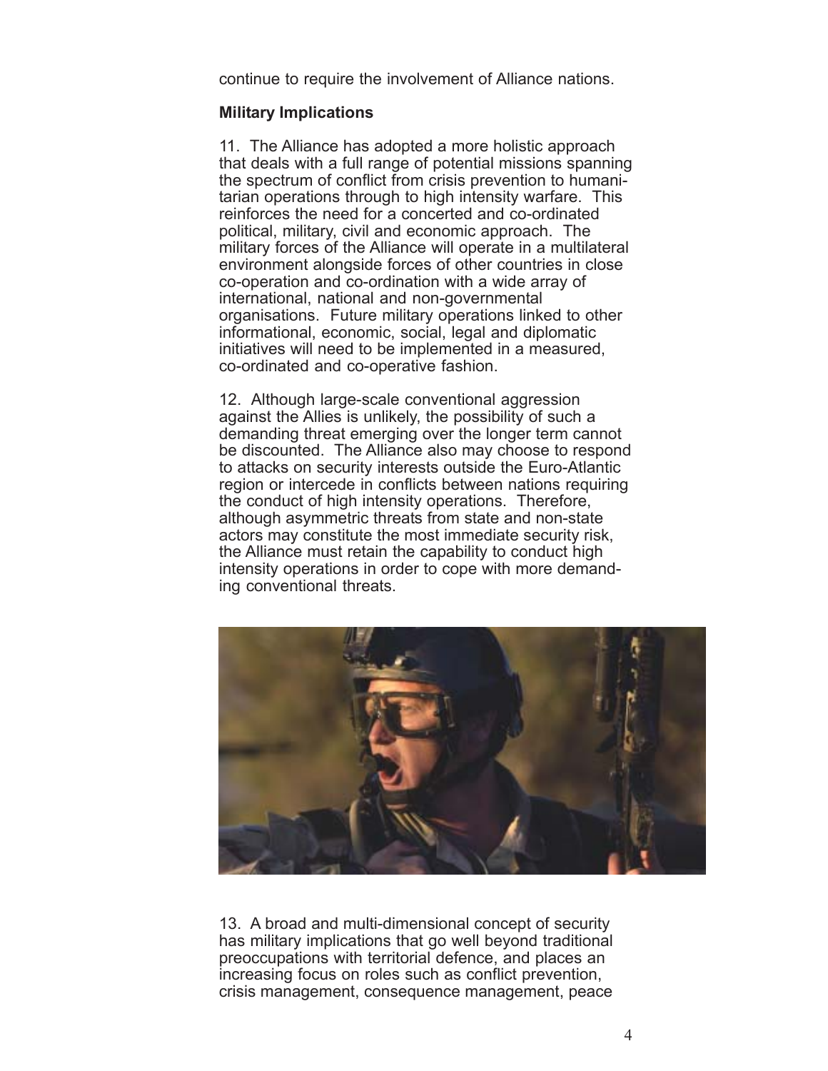continue to require the involvement of Alliance nations.

**Military Implications**

11. The Alliance has adopted a more holistic approach that deals with a full range of potential missions spanning the spectrum of conflict from crisis prevention to humanitarian operations through to high intensity warfare. This reinforces the need for a concerted and co-ordinated political, military, civil and economic approach. The military forces of the Alliance will operate in a multilateral environment alongside forces of other countries in close co-operation and co-ordination with a wide array of international, national and non-governmental organisations. Future military operations linked to other informational, economic, social, legal and diplomatic initiatives will need to be implemented in a measured, co-ordinated and co-operative fashion.

12. Although large-scale conventional aggression against the Allies is unlikely, the possibility of such a demanding threat emerging over the longer term cannot be discounted. The Alliance also may choose to respond to attacks on security interests outside the Euro-Atlantic region or intercede in conflicts between nations requiring the conduct of high intensity operations. Therefore, although asymmetric threats from state and non-state actors may constitute the most immediate security risk, the Alliance must retain the capability to conduct high intensity operations in order to cope with more demanding conventional threats.

13. A broad and multi-dimensional concept of security has military implications that go well beyond traditional preoccupations with territorial defence, and places an increasing focus on roles such as conflict prevention, crisis management, consequence management, peace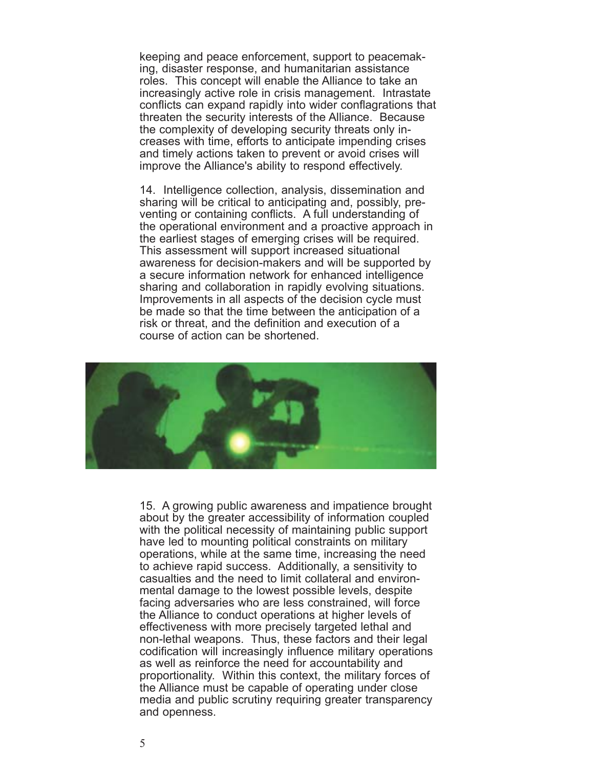keeping and peace enforcement, support to peacemaking, disaster response, and humanitarian assistance roles. This concept will enable the Alliance to take an increasingly active role in crisis management. Intrastate conflicts can expand rapidly into wider conflagrations that threaten the security interests of the Alliance. Because the complexity of developing security threats only increases with time, efforts to anticipate impending crises and timely actions taken to prevent or avoid crises will improve the Alliance's ability to respond effectively.

14. Intelligence collection, analysis, dissemination and sharing will be critical to anticipating and, possibly, preventing or containing conflicts. A full understanding of the operational environment and a proactive approach in the earliest stages of emerging crises will be required. This assessment will support increased situational awareness for decision-makers and will be supported by a secure information network for enhanced intelligence sharing and collaboration in rapidly evolving situations. Improvements in all aspects of the decision cycle must be made so that the time between the anticipation of a risk or threat, and the definition and execution of a course of action can be shortened.

15. A growing public awareness and impatience brought about by the greater accessibility of information coupled with the political necessity of maintaining public support have led to mounting political constraints on military operations, while at the same time, increasing the need to achieve rapid success. Additionally, a sensitivity to casualties and the need to limit collateral and environmental damage to the lowest possible levels, despite facing adversaries who are less constrained, will force the Alliance to conduct operations at higher levels of effectiveness with more precisely targeted lethal and non-lethal weapons. Thus, these factors and their legal codification will increasingly influence military operations as well as reinforce the need for accountability and proportionality. Within this context, the military forces of the Alliance must be capable of operating under close media and public scrutiny requiring greater transparency and openness.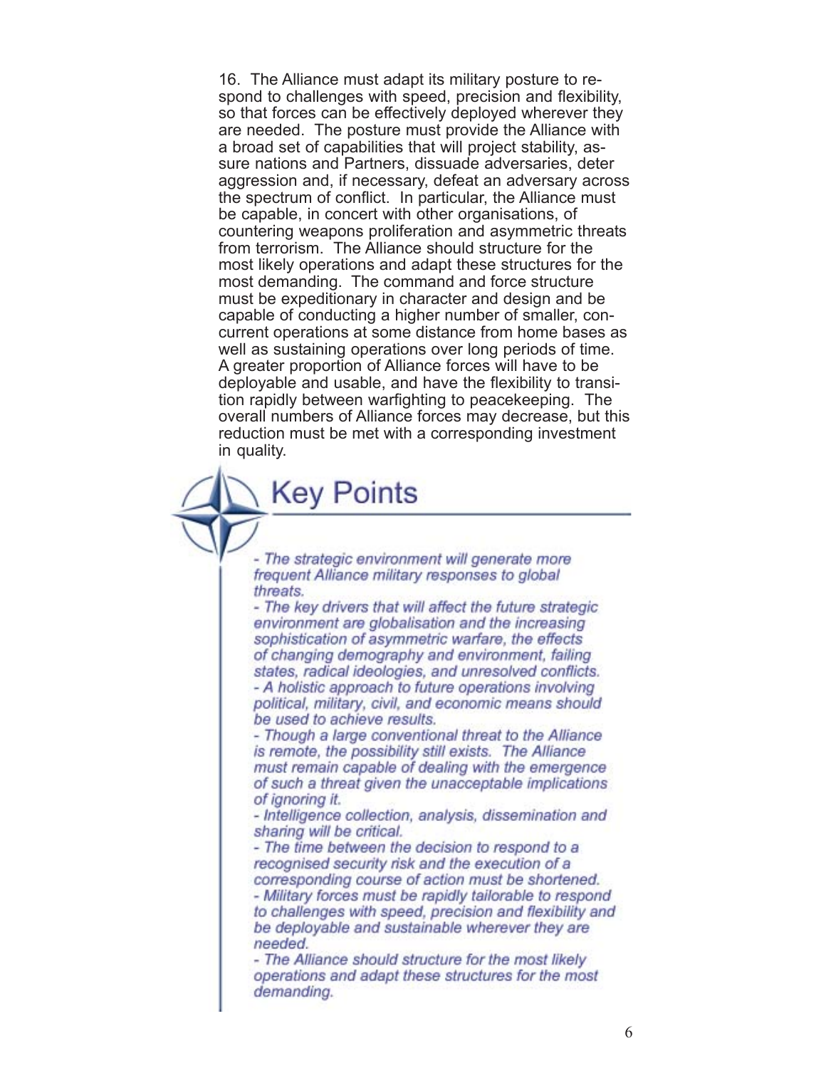16. The Alliance must adapt its military posture to respond to challenges with speed, precision and flexibility, so that forces can be effectively deployed wherever they are needed. The posture must provide the Alliance with a broad set of capabilities that will project stability, assure nations and Partners, dissuade adversaries, deter aggression and, if necessary, defeat an adversary across the spectrum of conflict. In particular, the Alliance must be capable, in concert with other organisations, of countering weapons proliferation and asymmetric threats from terrorism. The Alliance should structure for the most likely operations and adapt these structures for the most demanding. The command and force structure must be expeditionary in character and design and be capable of conducting a higher number of smaller, concurrent operations at some distance from home bases as well as sustaining operations over long periods of time. A greater proportion of Alliance forces will have to be deployable and usable, and have the flexibility to transition rapidly between warfighting to peacekeeping. The overall numbers of Alliance forces may decrease, but this reduction must be met with a corresponding investment in quality.

## Key Points

*- The strategic environment will generate more frequent Alliance military responses to global threats.*

*- The key drivers that will affect the future strategic environment are globalisation and the increasing sophistication of asymmetric warfare, the effects of changing demography and environment, failing states, radical ideologies, and unresolved conflicts.*

*- A holistic approach to future operations involving political, military, civil, and economic means should be used to achieve results.*

*- Though a large conventional threat to the Alliance is remote, the possibility still exists. The Alliance must remain capable of dealing with the emergence of such a threat given the unacceptable implications of ignoring it.*

*- Intelligence collection, analysis, dissemination and sharing will be critical.*

*- The time between the decision to respond to a recognised security risk and the execution of a corresponding course of action must be shortened.*

*- Military forces must be rapidly tailorable to respond to challenges with speed, precision and flexibility and be deployable and sustainable wherever they are needed.*

*- The Alliance should structure for the most likely operations and adapt these structures for the most demanding.*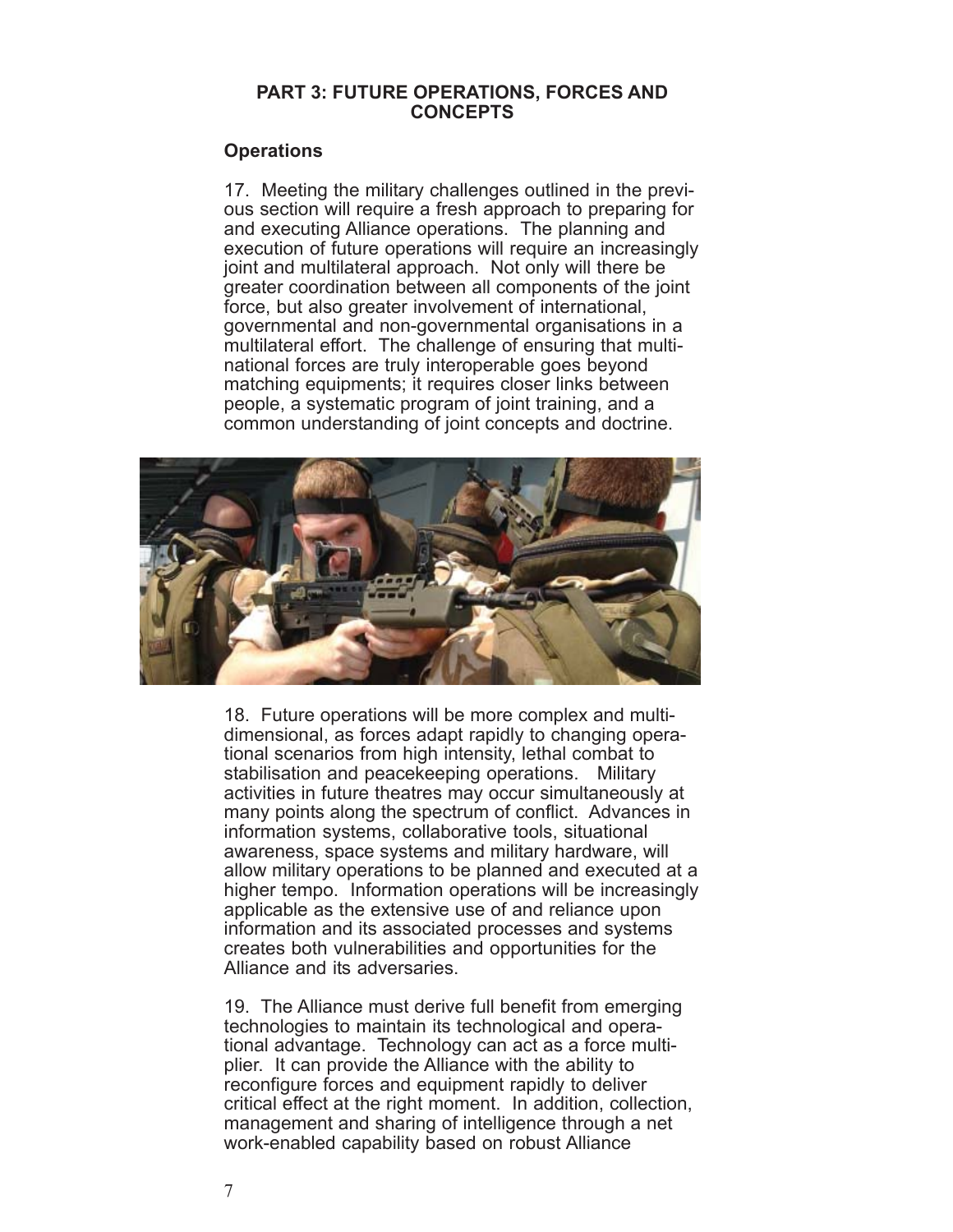## PART 3: FUTURE OPERATIONS, FORCES AND CONCEPTS

### Operations

17. Meeting the military challenges outlined in the previous section will require a fresh approach to preparing for and executing Alliance operations. The planning and execution of future operations will require an increasingly joint and multilateral approach. Not only will there be greater coordination between all components of the joint force, but also greater involvement of international, governmental and non-governmental organisations in a multilateral effort. The challenge of ensuring that multinational forces are truly interoperable goes beyond matching equipments; it requires closer links between people, a systematic program of joint training, and a common understanding of joint concepts and doctrine.

18. Future operations will be more complex and multi-dimensional, as forces adapt rapidly to changing operational scenarios from high intensity, lethal combat to stabilisation and peacekeeping operations. Military activities in future theatres may occur simultaneously at many points along the spectrum of conflict. Advances in information systems, collaborative tools, situational awareness, space systems and military hardware, will allow military operations to be planned and executed at a higher tempo. Information operations will be increasingly applicable as the extensive use of and reliance upon information and its associated processes and systems creates both vulnerabilities and opportunities for the Alliance and its adversaries.

19. The Alliance must derive full benefit from emerging technologies to maintain its technological and operational advantage. Technology can act as a force multiplier. It can provide the Alliance with the ability to reconfigure forces and equipment rapidly to deliver critical effect at the right moment. In addition, collection, management and sharing of intelligence through a network-enabled capability based on robust Alliance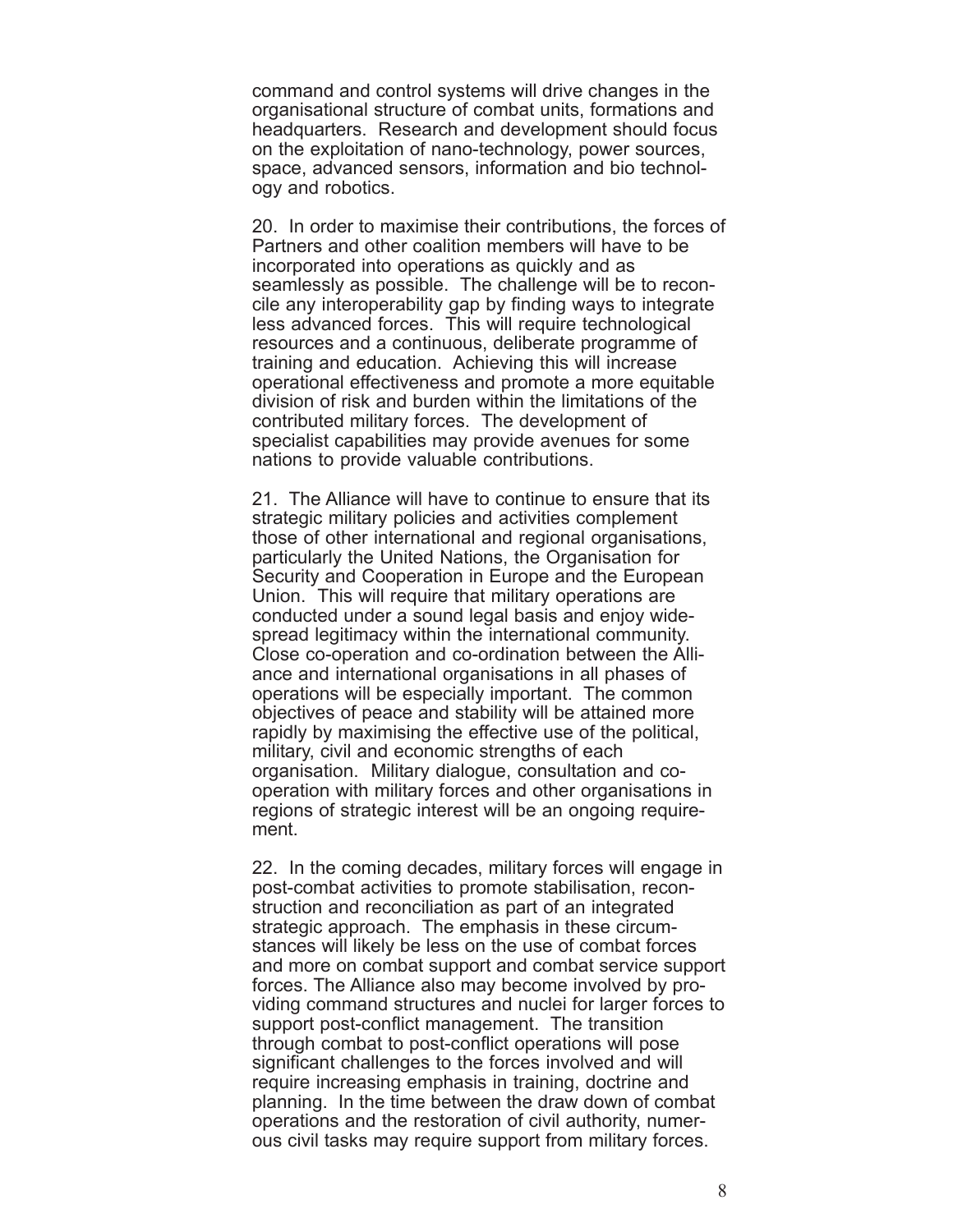command and control systems will drive changes in the organisational structure of combat units, formations and headquarters. Research and development should focus on the exploitation of nano-technology, power sources, space, advanced sensors, information and bio technology and robotics.

20. In order to maximise their contributions, the forces of Partners and other coalition members will have to be incorporated into operations as quickly and as seamlessly as possible. The challenge will be to reconcile any interoperability gap by finding ways to integrate less advanced forces. This will require technological resources and a continuous, deliberate programme of training and education. Achieving this will increase operational effectiveness and promote a more equitable division of risk and burden within the limitations of the contributed military forces. The development of specialist capabilities may provide avenues for some nations to provide valuable contributions.

21. The Alliance will have to continue to ensure that its strategic military policies and activities complement those of other international and regional organisations, particularly the United Nations, the Organisation for Security and Cooperation in Europe and the European Union. This will require that military operations are conducted under a sound legal basis and enjoy widespread legitimacy within the international community. Close co-operation and co-ordination between the Alliance and international organisations in all phases of operations will be especially important. The common objectives of peace and stability will be attained more rapidly by maximising the effective use of the political, military, civil and economic strengths of each organisation. Military dialogue, consultation and co-operation with military forces and other organisations in regions of strategic interest will be an ongoing requirement.

22. In the coming decades, military forces will engage in post-combat activities to promote stabilisation, reconstruction and reconciliation as part of an integrated strategic approach. The emphasis in these circumstances will likely be less on the use of combat forces and more on combat support and combat service support forces. The Alliance also may become involved by providing command structures and nuclei for larger forces to support post-conflict management. The transition through combat to post-conflict operations will pose significant challenges to the forces involved and will require increasing emphasis in training, doctrine and planning. In the time between the draw down of combat operations and the restoration of civil authority, numerous civil tasks may require support from military forces.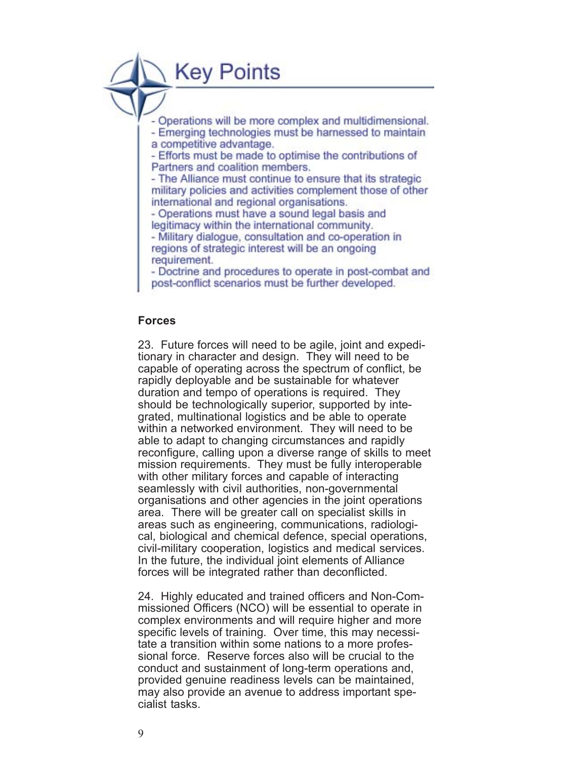## Key Points

- Operations will be more complex and multidimensional.
- Emerging technologies must be harnessed to maintain a competitive advantage.
- Efforts must be made to optimise the contributions of Partners and coalition members.
- The Alliance must continue to ensure that its strategic military policies and activities complement those of other international and regional organisations.
- Operations must have a sound legal basis and legitimacy within the international community.
- Military dialogue, consultation and co-operation in regions of strategic interest will be an ongoing requirement.
- Doctrine and procedures to operate in post-combat and post-conflict scenarios must be further developed.

**Forces**

23. Future forces will need to be agile, joint and expeditionary in character and design. They will need to be capable of operating across the spectrum of conflict, be rapidly deployable and be sustainable for whatever duration and tempo of operations is required. They should be technologically superior, supported by integrated, multinational logistics and be able to operate within a networked environment. They will need to be able to adapt to changing circumstances and rapidly reconfigure, calling upon a diverse range of skills to meet mission requirements. They must be fully interoperable with other military forces and capable of interacting seamlessly with civil authorities, non-governmental organisations and other agencies in the joint operations area. There will be greater call on specialist skills in areas such as engineering, communications, radiological, biological and chemical defence, special operations, civil-military cooperation, logistics and medical services. In the future, the individual joint elements of Alliance forces will be integrated rather than deconflicted.

24. Highly educated and trained officers and Non-Commissioned Officers (NCO) will be essential to operate in complex environments and will require higher and more specific levels of training. Over time, this may necessitate a transition within some nations to a more professional force. Reserve forces also will be crucial to the conduct and sustainment of long-term operations and, provided genuine readiness levels can be maintained, may also provide an avenue to address important specialist tasks.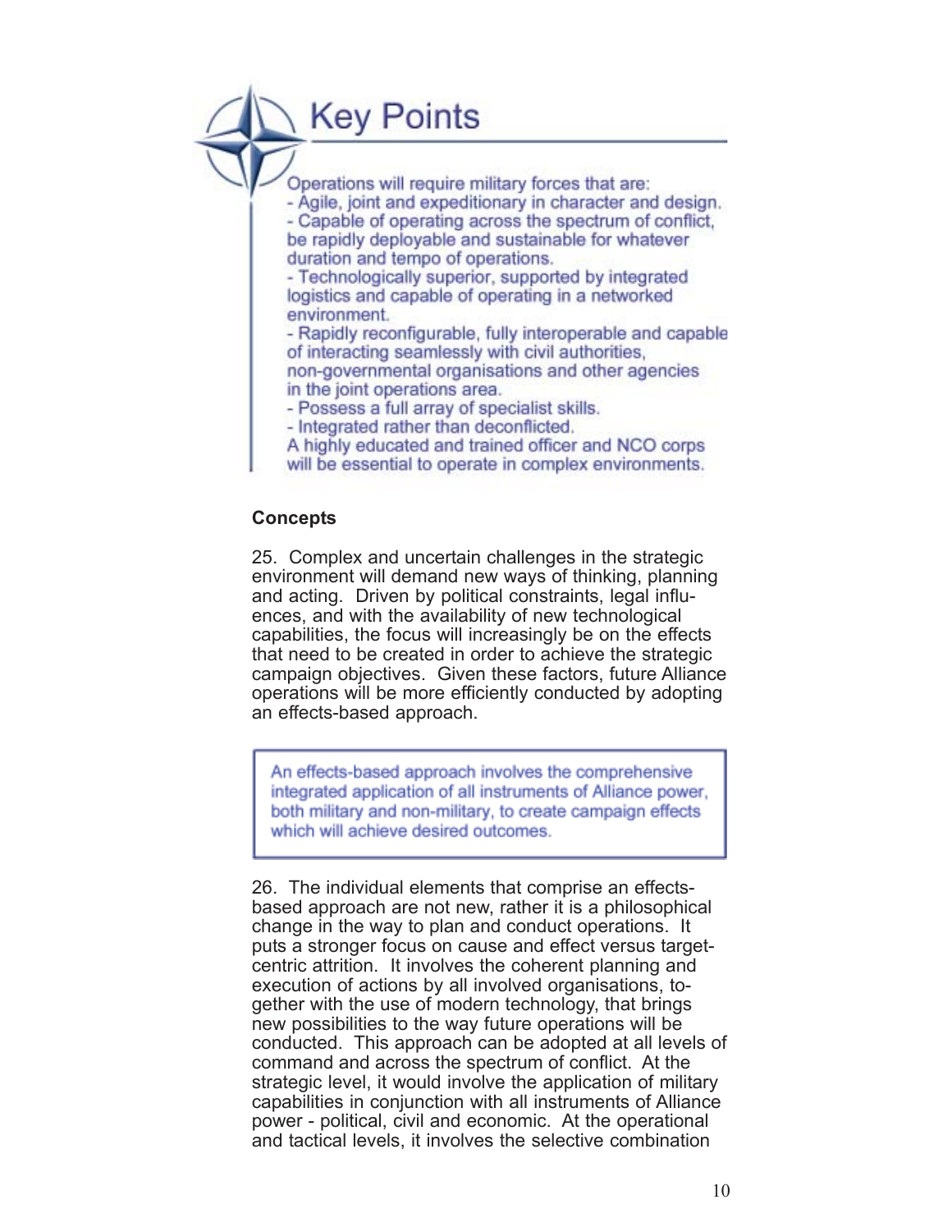## Key Points

Operations will require military forces that are:
- Agile, joint and expeditionary in character and design.
- Capable of operating across the spectrum of conflict, be rapidly deployable and sustainable for whatever duration and tempo of operations.
- Technologically superior, supported by integrated logistics and capable of operating in a networked environment.
- Rapidly reconfigurable, fully interoperable and capable of interacting seamlessly with civil authorities, non-governmental organisations and other agencies in the joint operations area.
- Possess a full array of specialist skills.
- Integrated rather than deconflicted.

A highly educated and trained officer and NCO corps will be essential to operate in complex environments.

**Concepts**

25. Complex and uncertain challenges in the strategic environment will demand new ways of thinking, planning and acting. Driven by political constraints, legal influences, and with the availability of new technological capabilities, the focus will increasingly be on the effects that need to be created in order to achieve the strategic campaign objectives. Given these factors, future Alliance operations will be more efficiently conducted by adopting an effects-based approach.

> An effects-based approach involves the comprehensive integrated application of all instruments of Alliance power, both military and non-military, to create campaign effects which will achieve desired outcomes.

26. The individual elements that comprise an effects-based approach are not new, rather it is a philosophical change in the way to plan and conduct operations. It puts a stronger focus on cause and effect versus target-centric attrition. It involves the coherent planning and execution of actions by all involved organisations, together with the use of modern technology, that brings new possibilities to the way future operations will be conducted. This approach can be adopted at all levels of command and across the spectrum of conflict. At the strategic level, it would involve the application of military capabilities in conjunction with all instruments of Alliance power - political, civil and economic. At the operational and tactical levels, it involves the selective combination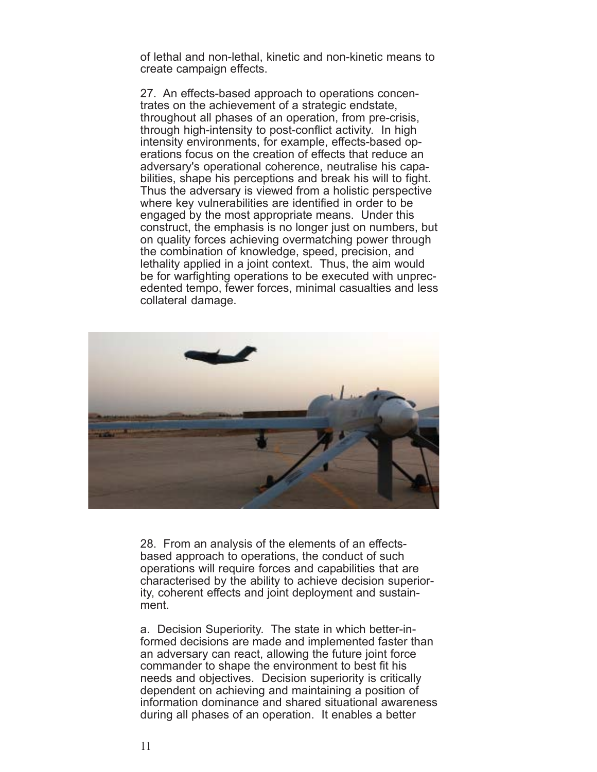of lethal and non-lethal, kinetic and non-kinetic means to create campaign effects.

27. An effects-based approach to operations concentrates on the achievement of a strategic endstate, throughout all phases of an operation, from pre-crisis, through high-intensity to post-conflict activity. In high intensity environments, for example, effects-based operations focus on the creation of effects that reduce an adversary's operational coherence, neutralise his capabilities, shape his perceptions and break his will to fight. Thus the adversary is viewed from a holistic perspective where key vulnerabilities are identified in order to be engaged by the most appropriate means. Under this construct, the emphasis is no longer just on numbers, but on quality forces achieving overmatching power through the combination of knowledge, speed, precision, and lethality applied in a joint context. Thus, the aim would be for warfighting operations to be executed with unprecedented tempo, fewer forces, minimal casualties and less collateral damage.

28. From an analysis of the elements of an effects-based approach to operations, the conduct of such operations will require forces and capabilities that are characterised by the ability to achieve decision superiority, coherent effects and joint deployment and sustainment.

a. Decision Superiority. The state in which better-informed decisions are made and implemented faster than an adversary can react, allowing the future joint force commander to shape the environment to best fit his needs and objectives. Decision superiority is critically dependent on achieving and maintaining a position of information dominance and shared situational awareness during all phases of an operation. It enables a better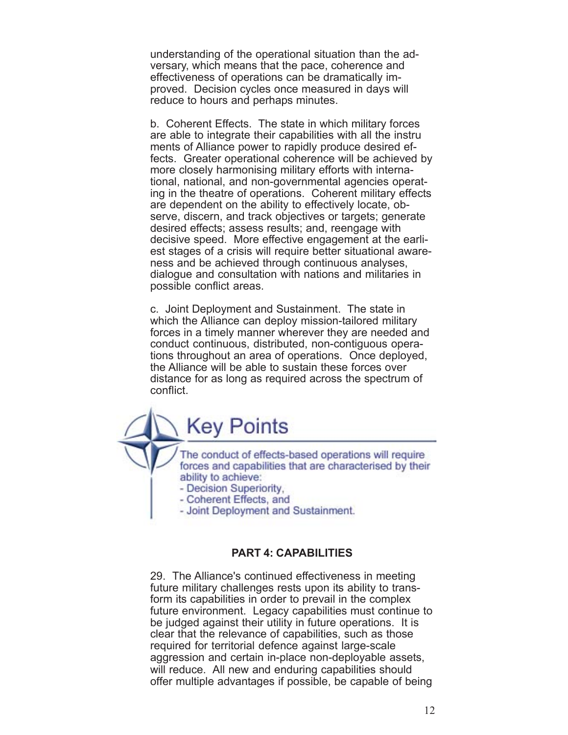understanding of the operational situation than the adversary, which means that the pace, coherence and effectiveness of operations can be dramatically improved. Decision cycles once measured in days will reduce to hours and perhaps minutes.

b. Coherent Effects. The state in which military forces are able to integrate their capabilities with all the instruments of Alliance power to rapidly produce desired effects. Greater operational coherence will be achieved by more closely harmonising military efforts with international, national, and non-governmental agencies operating in the theatre of operations. Coherent military effects are dependent on the ability to effectively locate, observe, discern, and track objectives or targets; generate desired effects; assess results; and, reengage with decisive speed. More effective engagement at the earliest stages of a crisis will require better situational awareness and be achieved through continuous analyses, dialogue and consultation with nations and militaries in possible conflict areas.

c. Joint Deployment and Sustainment. The state in which the Alliance can deploy mission-tailored military forces in a timely manner wherever they are needed and conduct continuous, distributed, non-contiguous operations throughout an area of operations. Once deployed, the Alliance will be able to sustain these forces over distance for as long as required across the spectrum of conflict.

## Key Points

The conduct of effects-based operations will require forces and capabilities that are characterised by their ability to achieve:
- Decision Superiority,
- Coherent Effects, and
- Joint Deployment and Sustainment.

## PART 4: CAPABILITIES

29. The Alliance's continued effectiveness in meeting future military challenges rests upon its ability to transform its capabilities in order to prevail in the complex future environment. Legacy capabilities must continue to be judged against their utility in future operations. It is clear that the relevance of capabilities, such as those required for territorial defence against large-scale aggression and certain in-place non-deployable assets, will reduce. All new and enduring capabilities should offer multiple advantages if possible, be capable of being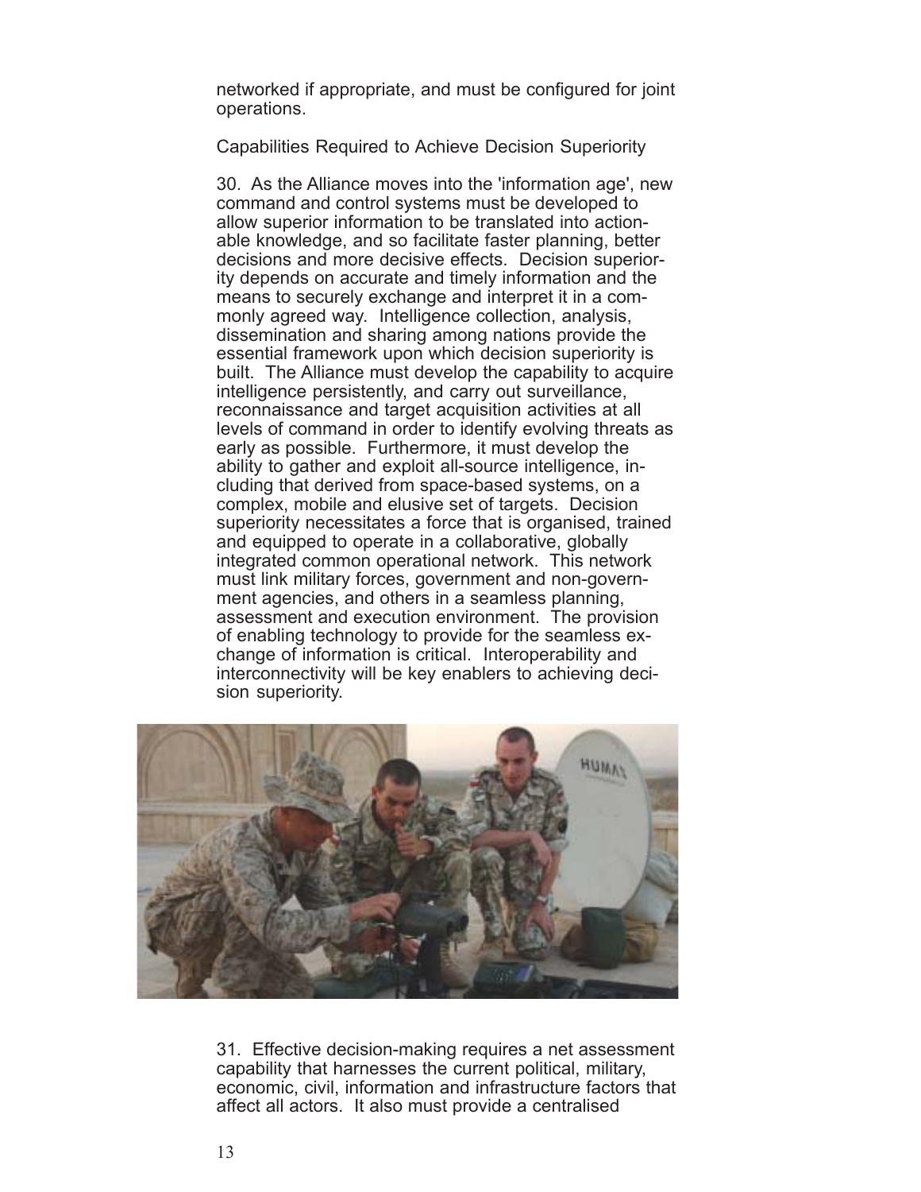networked if appropriate, and must be configured for joint operations.

Capabilities Required to Achieve Decision Superiority

30. As the Alliance moves into the 'information age', new command and control systems must be developed to allow superior information to be translated into actionable knowledge, and so facilitate faster planning, better decisions and more decisive effects. Decision superiority depends on accurate and timely information and the means to securely exchange and interpret it in a commonly agreed way. Intelligence collection, analysis, dissemination and sharing among nations provide the essential framework upon which decision superiority is built. The Alliance must develop the capability to acquire intelligence persistently, and carry out surveillance, reconnaissance and target acquisition activities at all levels of command in order to identify evolving threats as early as possible. Furthermore, it must develop the ability to gather and exploit all-source intelligence, including that derived from space-based systems, on a complex, mobile and elusive set of targets. Decision superiority necessitates a force that is organised, trained and equipped to operate in a collaborative, globally integrated common operational network. This network must link military forces, government and non-government agencies, and others in a seamless planning, assessment and execution environment. The provision of enabling technology to provide for the seamless exchange of information is critical. Interoperability and interconnectivity will be key enablers to achieving decision superiority.

31. Effective decision-making requires a net assessment capability that harnesses the current political, military, economic, civil, information and infrastructure factors that affect all actors. It also must provide a centralised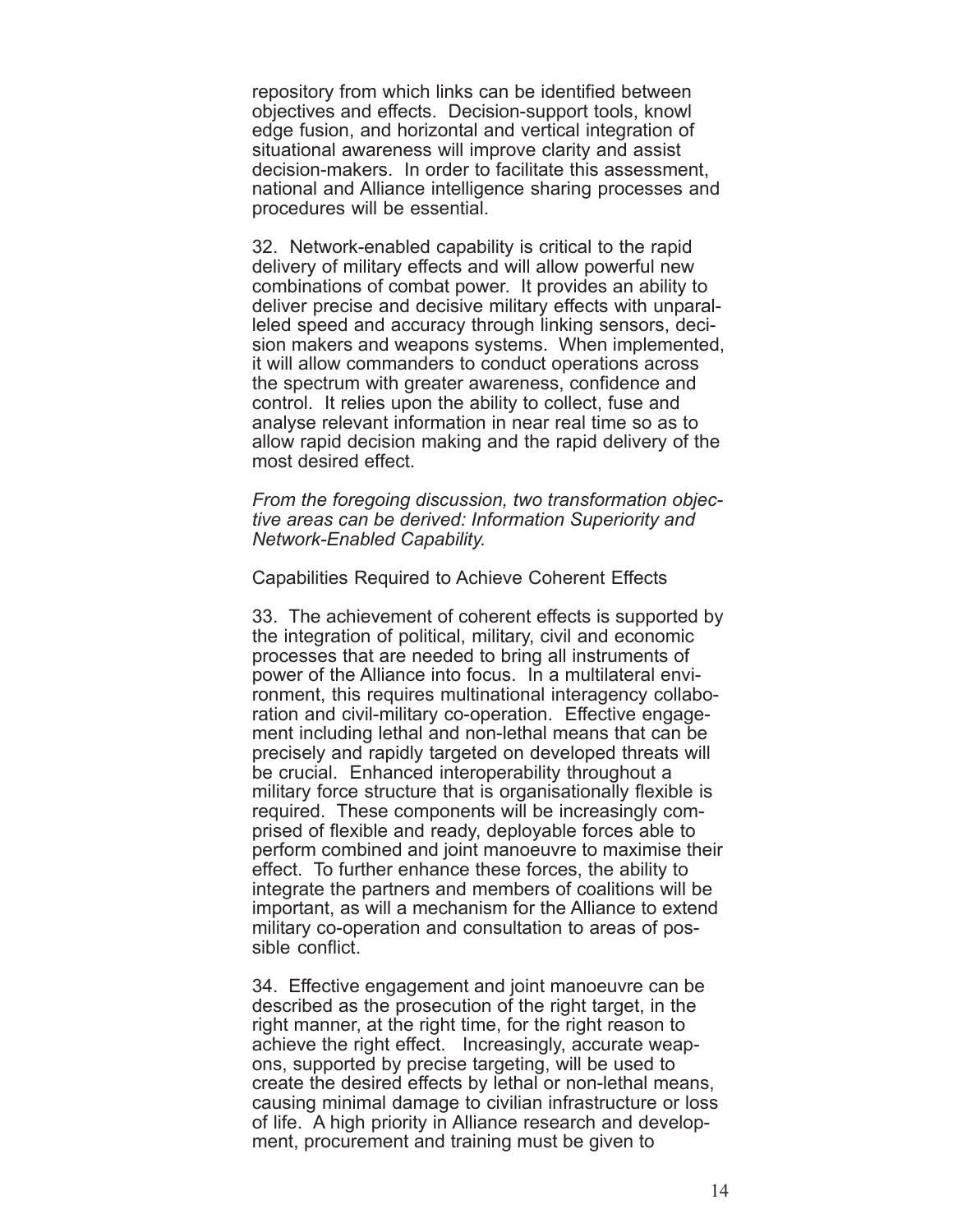repository from which links can be identified between objectives and effects. Decision-support tools, knowledge fusion, and horizontal and vertical integration of situational awareness will improve clarity and assist decision-makers. In order to facilitate this assessment, national and Alliance intelligence sharing processes and procedures will be essential.

32. Network-enabled capability is critical to the rapid delivery of military effects and will allow powerful new combinations of combat power. It provides an ability to deliver precise and decisive military effects with unparalleled speed and accuracy through linking sensors, decision makers and weapons systems. When implemented, it will allow commanders to conduct operations across the spectrum with greater awareness, confidence and control. It relies upon the ability to collect, fuse and analyse relevant information in near real time so as to allow rapid decision making and the rapid delivery of the most desired effect.

*From the foregoing discussion, two transformation objective areas can be derived: Information Superiority and Network-Enabled Capability.*

Capabilities Required to Achieve Coherent Effects

33. The achievement of coherent effects is supported by the integration of political, military, civil and economic processes that are needed to bring all instruments of power of the Alliance into focus. In a multilateral environment, this requires multinational interagency collaboration and civil-military co-operation. Effective engagement including lethal and non-lethal means that can be precisely and rapidly targeted on developed threats will be crucial. Enhanced interoperability throughout a military force structure that is organisationally flexible is required. These components will be increasingly comprised of flexible and ready, deployable forces able to perform combined and joint manoeuvre to maximise their effect. To further enhance these forces, the ability to integrate the partners and members of coalitions will be important, as will a mechanism for the Alliance to extend military co-operation and consultation to areas of possible conflict.

34. Effective engagement and joint manoeuvre can be described as the prosecution of the right target, in the right manner, at the right time, for the right reason to achieve the right effect. Increasingly, accurate weapons, supported by precise targeting, will be used to create the desired effects by lethal or non-lethal means, causing minimal damage to civilian infrastructure or loss of life. A high priority in Alliance research and development, procurement and training must be given to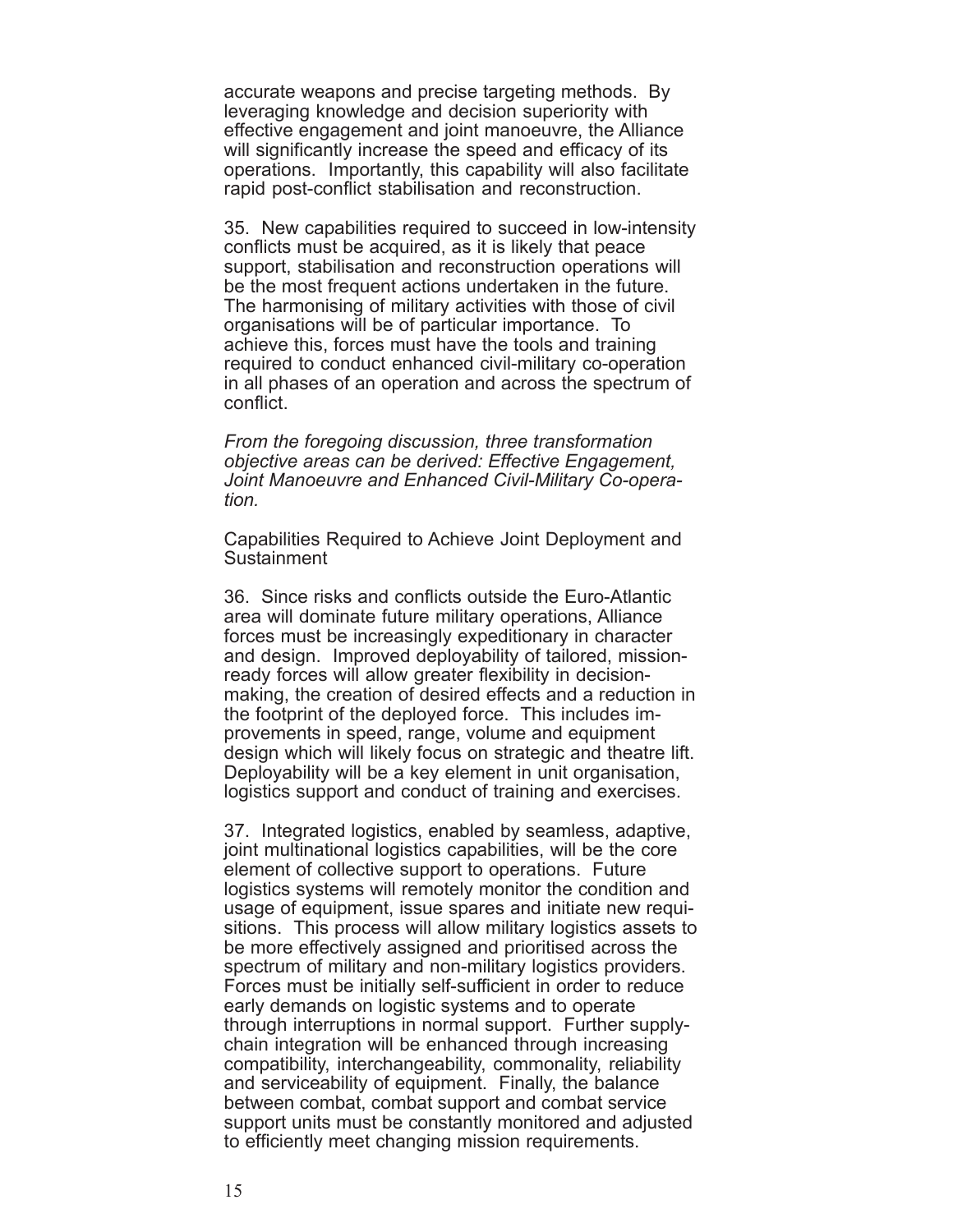accurate weapons and precise targeting methods. By leveraging knowledge and decision superiority with effective engagement and joint manoeuvre, the Alliance will significantly increase the speed and efficacy of its operations. Importantly, this capability will also facilitate rapid post-conflict stabilisation and reconstruction.

35. New capabilities required to succeed in low-intensity conflicts must be acquired, as it is likely that peace support, stabilisation and reconstruction operations will be the most frequent actions undertaken in the future. The harmonising of military activities with those of civil organisations will be of particular importance. To achieve this, forces must have the tools and training required to conduct enhanced civil-military co-operation in all phases of an operation and across the spectrum of conflict.

*From the foregoing discussion, three transformation objective areas can be derived: Effective Engagement, Joint Manoeuvre and Enhanced Civil-Military Co-operation.*

Capabilities Required to Achieve Joint Deployment and Sustainment

36. Since risks and conflicts outside the Euro-Atlantic area will dominate future military operations, Alliance forces must be increasingly expeditionary in character and design. Improved deployability of tailored, mission-ready forces will allow greater flexibility in decision-making, the creation of desired effects and a reduction in the footprint of the deployed force. This includes improvements in speed, range, volume and equipment design which will likely focus on strategic and theatre lift. Deployability will be a key element in unit organisation, logistics support and conduct of training and exercises.

37. Integrated logistics, enabled by seamless, adaptive, joint multinational logistics capabilities, will be the core element of collective support to operations. Future logistics systems will remotely monitor the condition and usage of equipment, issue spares and initiate new requisitions. This process will allow military logistics assets to be more effectively assigned and prioritised across the spectrum of military and non-military logistics providers. Forces must be initially self-sufficient in order to reduce early demands on logistic systems and to operate through interruptions in normal support. Further supply-chain integration will be enhanced through increasing compatibility, interchangeability, commonality, reliability and serviceability of equipment. Finally, the balance between combat, combat support and combat service support units must be constantly monitored and adjusted to efficiently meet changing mission requirements.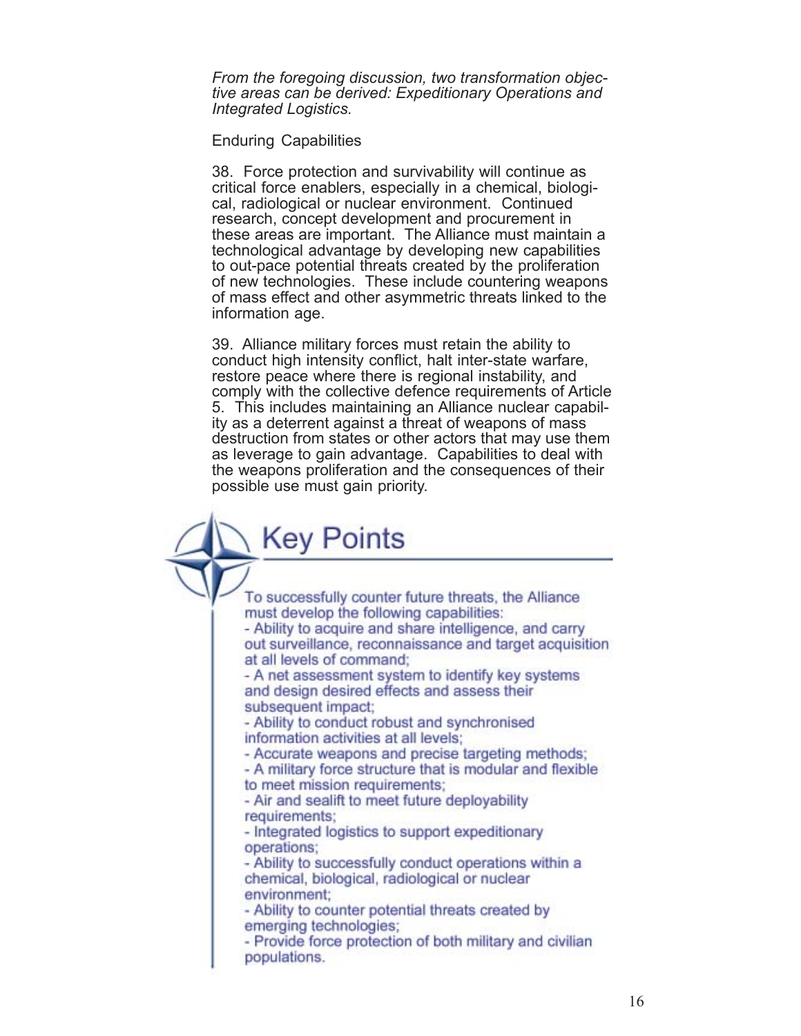*From the foregoing discussion, two transformation objective areas can be derived: Expeditionary Operations and Integrated Logistics.*

Enduring Capabilities

38. Force protection and survivability will continue as critical force enablers, especially in a chemical, biological, radiological or nuclear environment. Continued research, concept development and procurement in these areas are important. The Alliance must maintain a technological advantage by developing new capabilities to out-pace potential threats created by the proliferation of new technologies. These include countering weapons of mass effect and other asymmetric threats linked to the information age.

39. Alliance military forces must retain the ability to conduct high intensity conflict, halt inter-state warfare, restore peace where there is regional instability, and comply with the collective defence requirements of Article 5. This includes maintaining an Alliance nuclear capability as a deterrent against a threat of weapons of mass destruction from states or other actors that may use them as leverage to gain advantage. Capabilities to deal with the weapons proliferation and the consequences of their possible use must gain priority.

## Key Points

To successfully counter future threats, the Alliance must develop the following capabilities:

- Ability to acquire and share intelligence, and carry out surveillance, reconnaissance and target acquisition at all levels of command;
- A net assessment system to identify key systems and design desired effects and assess their subsequent impact;
- Ability to conduct robust and synchronised information activities at all levels;
- Accurate weapons and precise targeting methods;
- A military force structure that is modular and flexible to meet mission requirements;
- Air and sealift to meet future deployability requirements;
- Integrated logistics to support expeditionary operations;
- Ability to successfully conduct operations within a chemical, biological, radiological or nuclear environment;
- Ability to counter potential threats created by emerging technologies;
- Provide force protection of both military and civilian populations.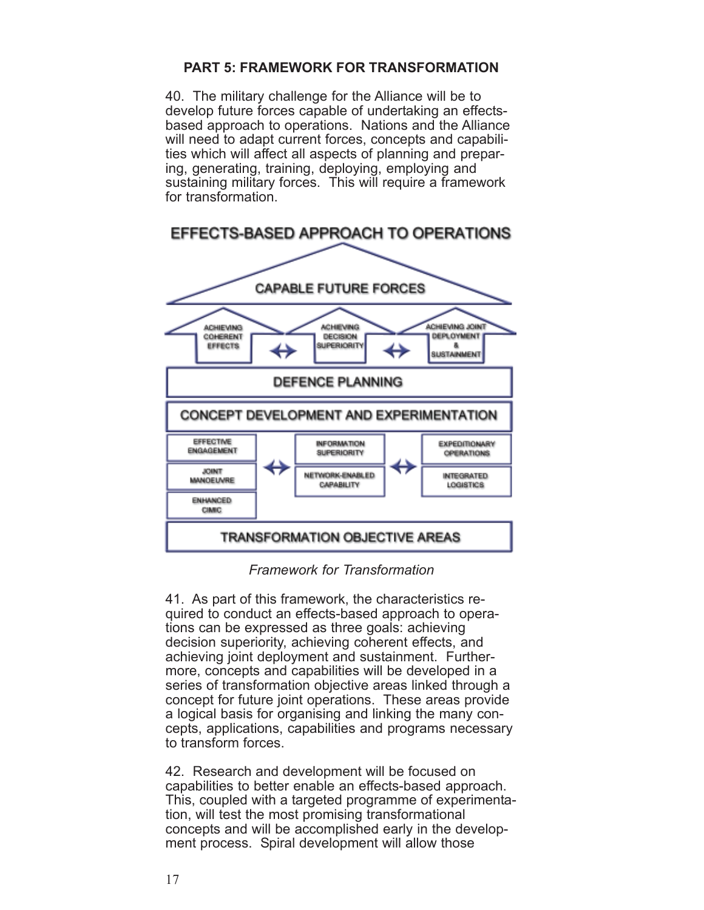**PART 5: FRAMEWORK FOR TRANSFORMATION**

40. The military challenge for the Alliance will be to develop future forces capable of undertaking an effects-based approach to operations. Nations and the Alliance will need to adapt current forces, concepts and capabilities which will affect all aspects of planning and preparing, generating, training, deploying, employing and sustaining military forces. This will require a framework for transformation.

EFFECTS-BASED APPROACH TO OPERATIONS

CAPABLE FUTURE FORCES

ACHIEVING COHERENT EFFECTS ↔ ACHIEVING DECISION SUPERIORITY ↔ ACHIEVING JOINT DEPLOYMENT & SUSTAINMENT

DEFENCE PLANNING

CONCEPT DEVELOPMENT AND EXPERIMENTATION

EFFECTIVE ENGAGEMENT, JOINT MANOEUVRE, ENHANCED CIMIC ↔ INFORMATION SUPERIORITY, NETWORK-ENABLED CAPABILITY ↔ EXPEDITIONARY OPERATIONS, INTEGRATED LOGISTICS

TRANSFORMATION OBJECTIVE AREAS

*Framework for Transformation*

41. As part of this framework, the characteristics required to conduct an effects-based approach to operations can be expressed as three goals: achieving decision superiority, achieving coherent effects, and achieving joint deployment and sustainment. Furthermore, concepts and capabilities will be developed in a series of transformation objective areas linked through a concept for future joint operations. These areas provide a logical basis for organising and linking the many concepts, applications, capabilities and programs necessary to transform forces.

42. Research and development will be focused on capabilities to better enable an effects-based approach. This, coupled with a targeted programme of experimentation, will test the most promising transformational concepts and will be accomplished early in the development process. Spiral development will allow those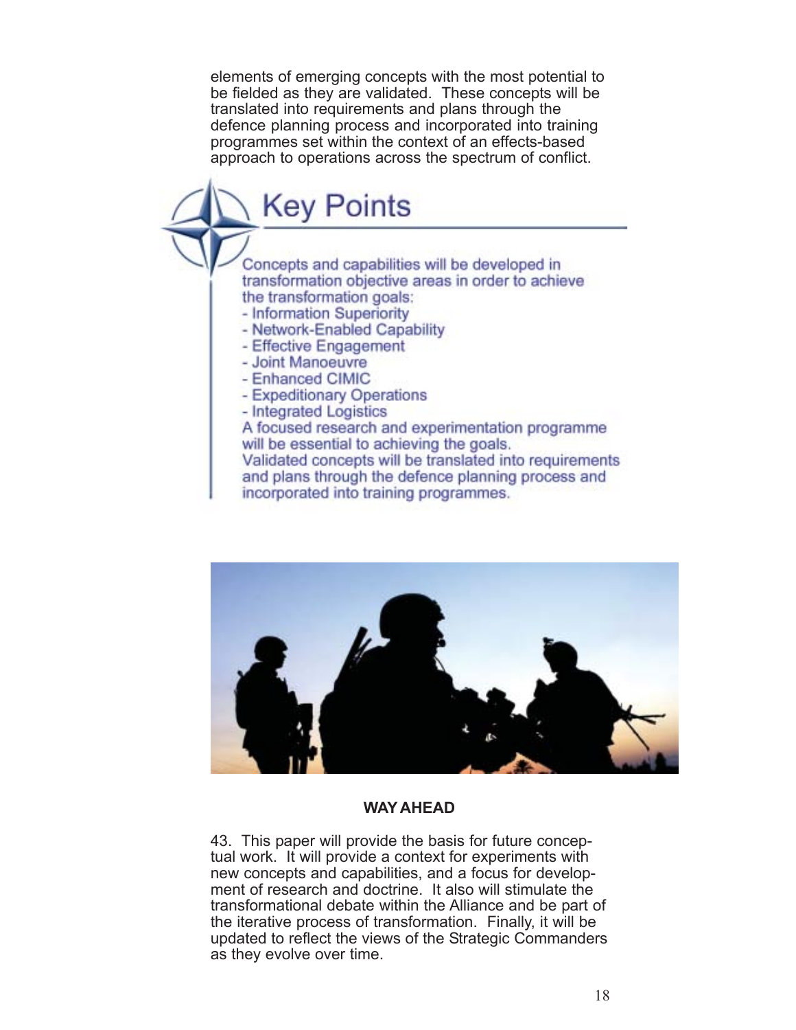elements of emerging concepts with the most potential to be fielded as they are validated. These concepts will be translated into requirements and plans through the defence planning process and incorporated into training programmes set within the context of an effects-based approach to operations across the spectrum of conflict.

## Key Points

Concepts and capabilities will be developed in transformation objective areas in order to achieve the transformation goals:

- Information Superiority
- Network-Enabled Capability
- Effective Engagement
- Joint Manoeuvre
- Enhanced CIMIC
- Expeditionary Operations
- Integrated Logistics

A focused research and experimentation programme will be essential to achieving the goals.

Validated concepts will be translated into requirements and plans through the defence planning process and incorporated into training programmes.

## WAY AHEAD

43. This paper will provide the basis for future conceptual work. It will provide a context for experiments with new concepts and capabilities, and a focus for development of research and doctrine. It also will stimulate the transformational debate within the Alliance and be part of the iterative process of transformation. Finally, it will be updated to reflect the views of the Strategic Commanders as they evolve over time.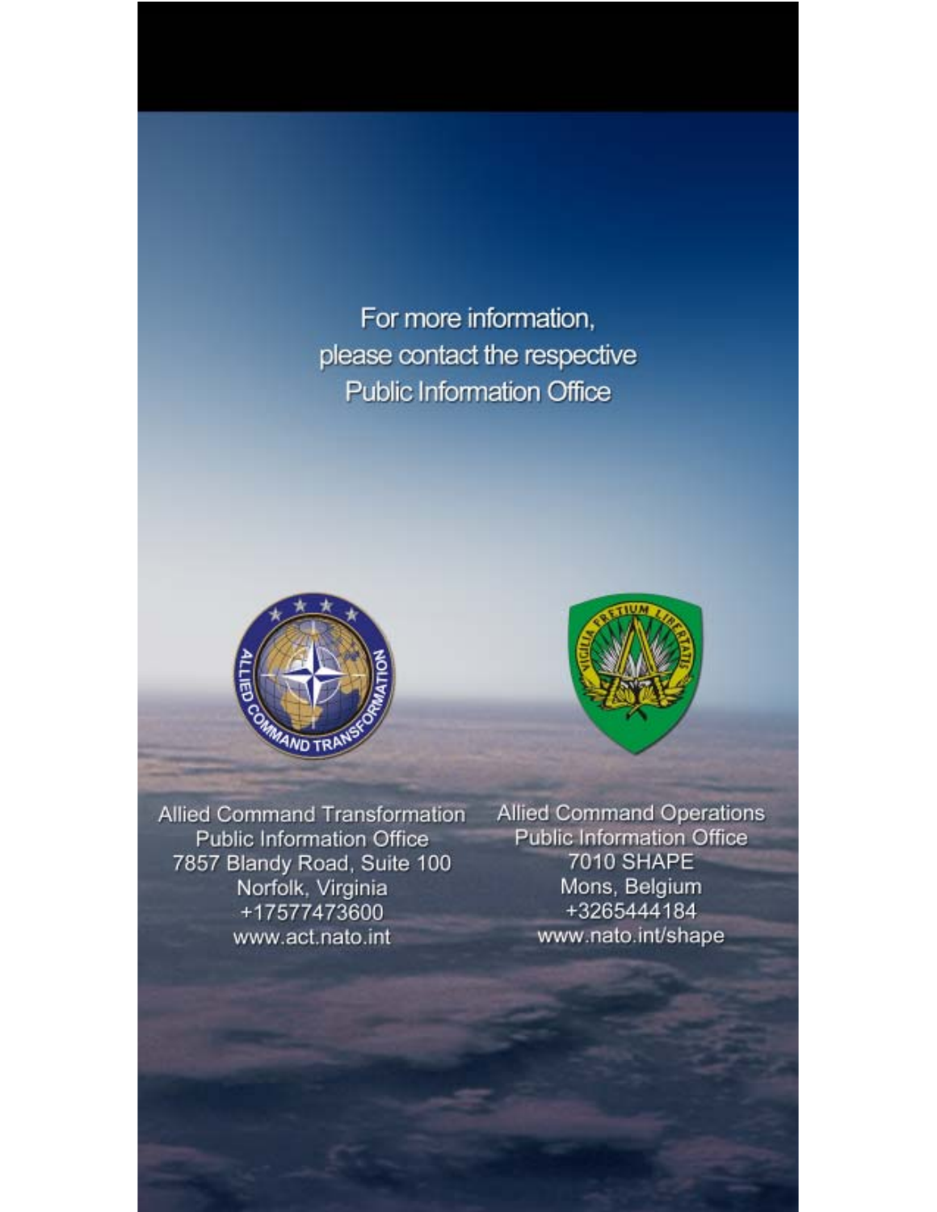For more information,
please contact the respective
Public Information Office

Allied Command Transformation
Public Information Office
7857 Blandy Road, Suite 100
Norfolk, Virginia
+17577473600
www.act.nato.int

Allied Command Operations
Public Information Office
7010 SHAPE
Mons, Belgium
+3265444184
www.nato.int/shape